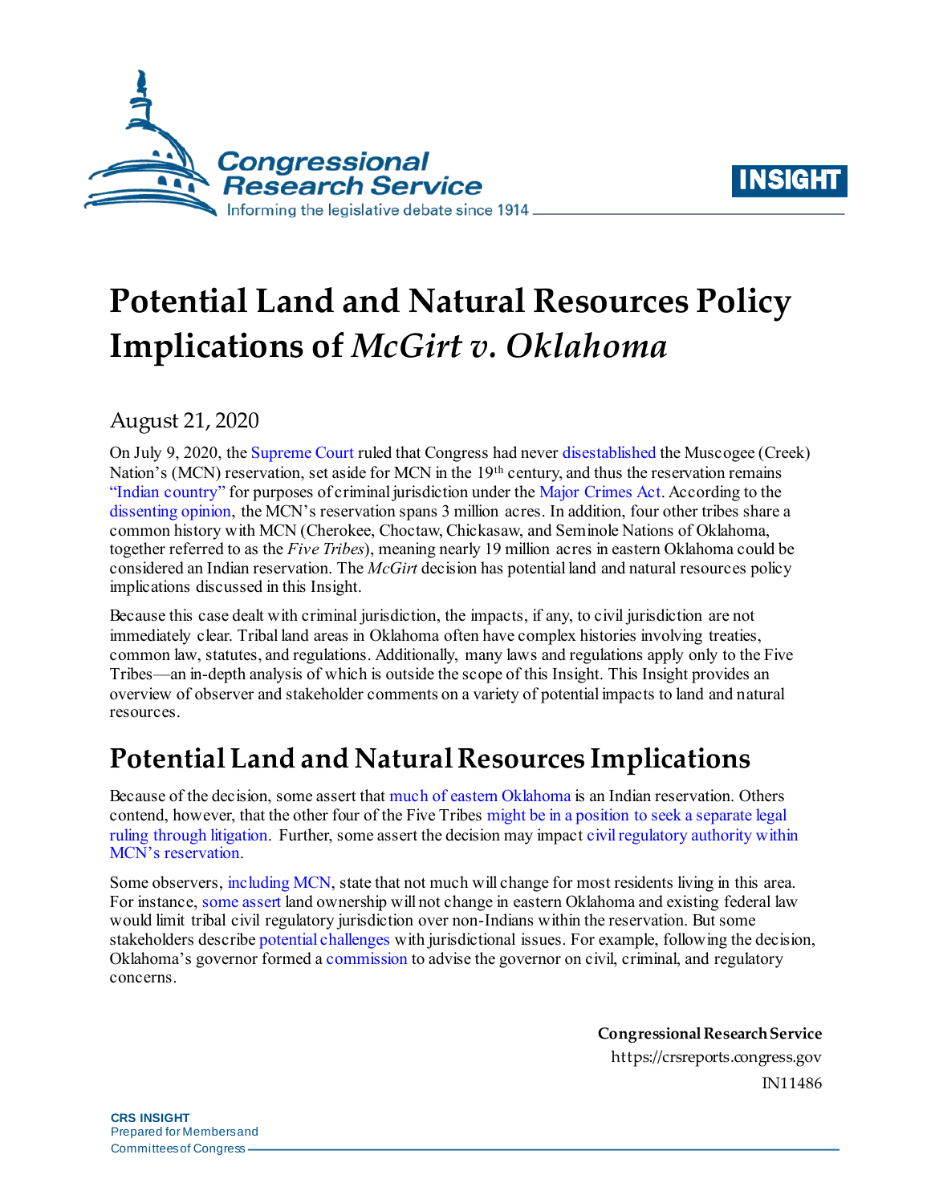# Potential Land and Natural Resources Policy Implications of *McGirt v. Oklahoma*

August 21, 2020

On July 9, 2020, the Supreme Court ruled that Congress had never disestablished the Muscogee (Creek) Nation's (MCN) reservation, set aside for MCN in the 19th century, and thus the reservation remains "Indian country" for purposes of criminal jurisdiction under the Major Crimes Act. According to the dissenting opinion, the MCN's reservation spans 3 million acres. In addition, four other tribes share a common history with MCN (Cherokee, Choctaw, Chickasaw, and Seminole Nations of Oklahoma, together referred to as the *Five Tribes*), meaning nearly 19 million acres in eastern Oklahoma could be considered an Indian reservation. The *McGirt* decision has potential land and natural resources policy implications discussed in this Insight.

Because this case dealt with criminal jurisdiction, the impacts, if any, to civil jurisdiction are not immediately clear. Tribal land areas in Oklahoma often have complex histories involving treaties, common law, statutes, and regulations. Additionally, many laws and regulations apply only to the Five Tribes—an in-depth analysis of which is outside the scope of this Insight. This Insight provides an overview of observer and stakeholder comments on a variety of potential impacts to land and natural resources.

## Potential Land and Natural Resources Implications

Because of the decision, some assert that much of eastern Oklahoma is an Indian reservation. Others contend, however, that the other four of the Five Tribes might be in a position to seek a separate legal ruling through litigation. Further, some assert the decision may impact civil regulatory authority within MCN's reservation.

Some observers, including MCN, state that not much will change for most residents living in this area. For instance, some assert land ownership will not change in eastern Oklahoma and existing federal law would limit tribal civil regulatory jurisdiction over non-Indians within the reservation. But some stakeholders describe potential challenges with jurisdictional issues. For example, following the decision, Oklahoma's governor formed a commission to advise the governor on civil, criminal, and regulatory concerns.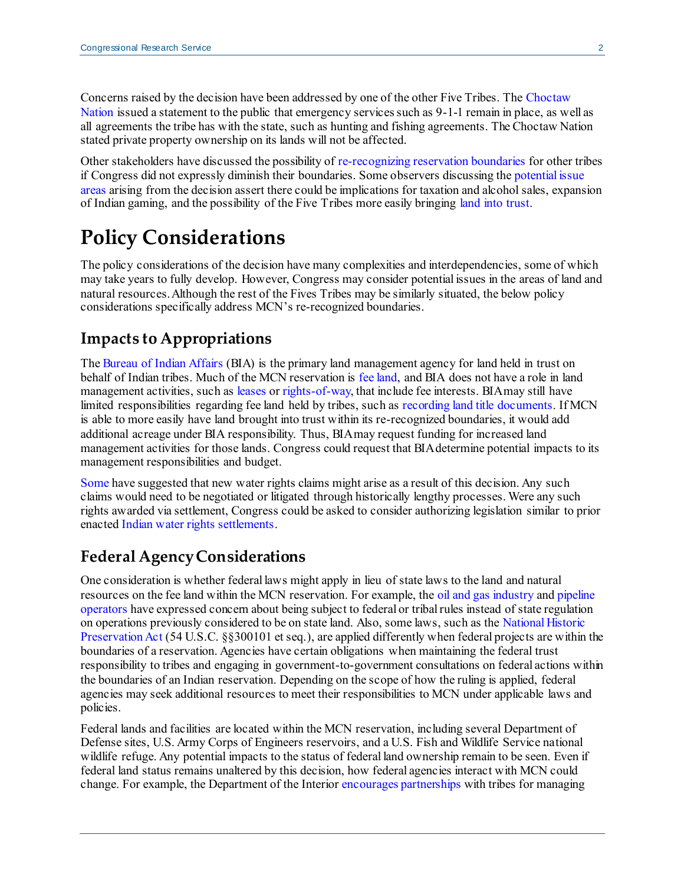Concerns raised by the decision have been addressed by one of the other Five Tribes. The Choctaw Nation issued a statement to the public that emergency services such as 9-1-1 remain in place, as well as all agreements the tribe has with the state, such as hunting and fishing agreements. The Choctaw Nation stated private property ownership on its lands will not be affected.

Other stakeholders have discussed the possibility of re-recognizing reservation boundaries for other tribes if Congress did not expressly diminish their boundaries. Some observers discussing the potential issue areas arising from the decision assert there could be implications for taxation and alcohol sales, expansion of Indian gaming, and the possibility of the Five Tribes more easily bringing land into trust.

# Policy Considerations

The policy considerations of the decision have many complexities and interdependencies, some of which may take years to fully develop. However, Congress may consider potential issues in the areas of land and natural resources. Although the rest of the Fives Tribes may be similarly situated, the below policy considerations specifically address MCN's re-recognized boundaries.

## Impacts to Appropriations

The Bureau of Indian Affairs (BIA) is the primary land management agency for land held in trust on behalf of Indian tribes. Much of the MCN reservation is fee land, and BIA does not have a role in land management activities, such as leases or rights-of-way, that include fee interests. BIA may still have limited responsibilities regarding fee land held by tribes, such as recording land title documents. If MCN is able to more easily have land brought into trust within its re-recognized boundaries, it would add additional acreage under BIA responsibility. Thus, BIA may request funding for increased land management activities for those lands. Congress could request that BIA determine potential impacts to its management responsibilities and budget.

Some have suggested that new water rights claims might arise as a result of this decision. Any such claims would need to be negotiated or litigated through historically lengthy processes. Were any such rights awarded via settlement, Congress could be asked to consider authorizing legislation similar to prior enacted Indian water rights settlements.

## Federal Agency Considerations

One consideration is whether federal laws might apply in lieu of state laws to the land and natural resources on the fee land within the MCN reservation. For example, the oil and gas industry and pipeline operators have expressed concern about being subject to federal or tribal rules instead of state regulation on operations previously considered to be on state land. Also, some laws, such as the National Historic Preservation Act (54 U.S.C. §§300101 et seq.), are applied differently when federal projects are within the boundaries of a reservation. Agencies have certain obligations when maintaining the federal trust responsibility to tribes and engaging in government-to-government consultations on federal actions within the boundaries of an Indian reservation. Depending on the scope of how the ruling is applied, federal agencies may seek additional resources to meet their responsibilities to MCN under applicable laws and policies.

Federal lands and facilities are located within the MCN reservation, including several Department of Defense sites, U.S. Army Corps of Engineers reservoirs, and a U.S. Fish and Wildlife Service national wildlife refuge. Any potential impacts to the status of federal land ownership remain to be seen. Even if federal land status remains unaltered by this decision, how federal agencies interact with MCN could change. For example, the Department of the Interior encourages partnerships with tribes for managing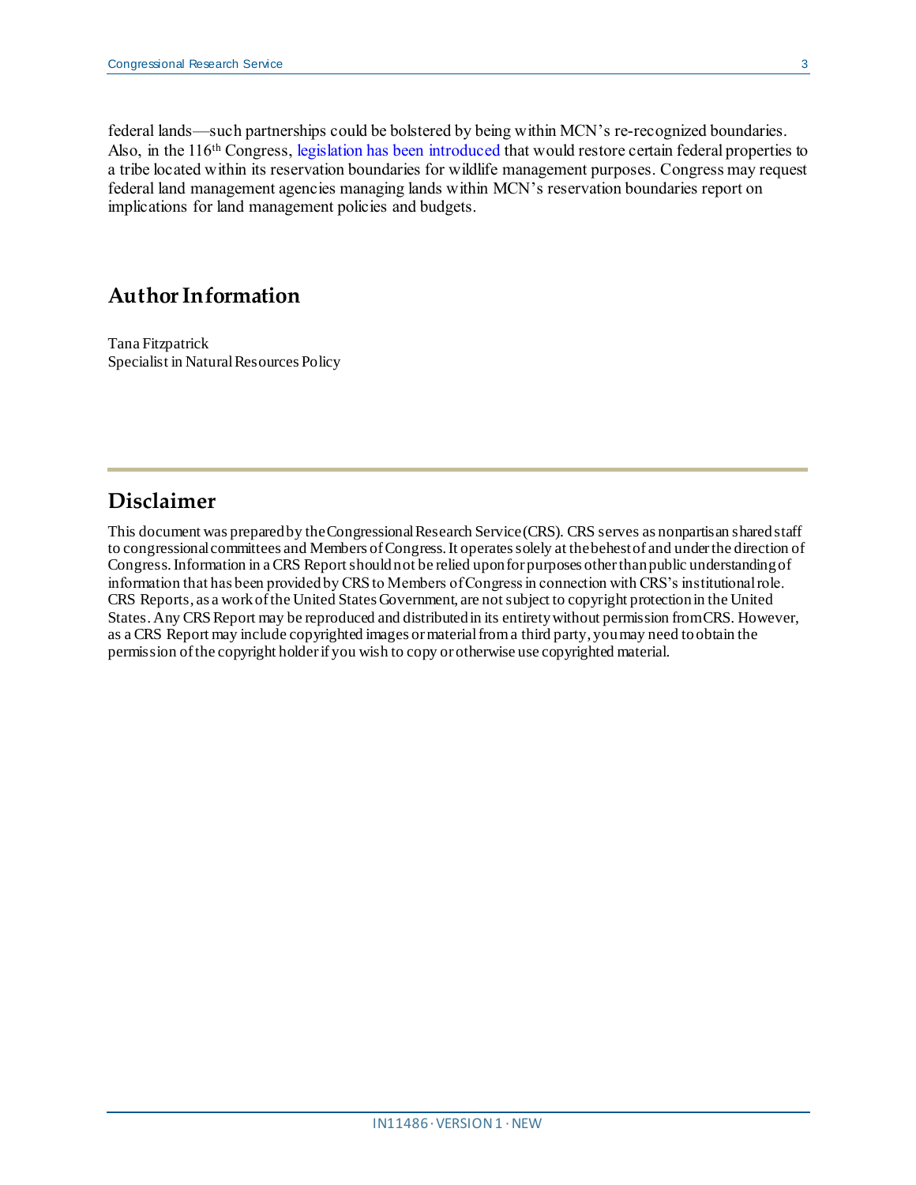federal lands—such partnerships could be bolstered by being within MCN's re-recognized boundaries. Also, in the 116th Congress, legislation has been introduced that would restore certain federal properties to a tribe located within its reservation boundaries for wildlife management purposes. Congress may request federal land management agencies managing lands within MCN's reservation boundaries report on implications for land management policies and budgets.

## Author Information

Tana Fitzpatrick
Specialist in Natural Resources Policy

## Disclaimer

This document was prepared by the Congressional Research Service (CRS). CRS serves as nonpartisan shared staff to congressional committees and Members of Congress. It operates solely at the behest of and under the direction of Congress. Information in a CRS Report should not be relied upon for purposes other than public understanding of information that has been provided by CRS to Members of Congress in connection with CRS's institutional role. CRS Reports, as a work of the United States Government, are not subject to copyright protection in the United States. Any CRS Report may be reproduced and distributed in its entirety without permission from CRS. However, as a CRS Report may include copyrighted images or material from a third party, you may need to obtain the permission of the copyright holder if you wish to copy or otherwise use copyrighted material.

IN11486 · VERSION 1 · NEW